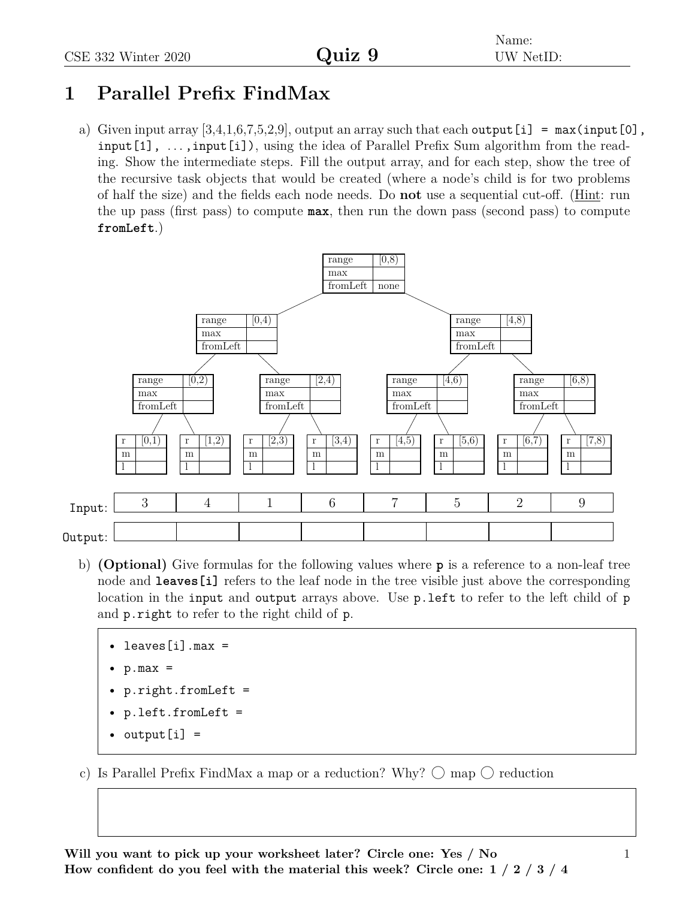Name:
UW NetID:

CSE 332 Winter 2020 **Quiz 9**

# 1 Parallel Prefix FindMax

a) Given input array [3,4,1,6,7,5,2,9], output an array such that each `output[i] = max(input[0], input[1], ...,input[i])`, using the idea of Parallel Prefix Sum algorithm from the reading. Show the intermediate steps. Fill the output array, and for each step, show the tree of the recursive task objects that would be created (where a node's child is for two problems of half the size) and the fields each node needs. Do **not** use a sequential cut-off. (<u>Hint</u>: run the up pass (first pass) to compute **`max`**, then run the down pass (second pass) to compute **`fromLeft`**.)

| range | [0,8) |
|---|---|
| max | |
| fromLeft | none |

| range | [0,4) |
|---|---|
| max | |
| fromLeft | |

| range | [4,8) |
|---|---|
| max | |
| fromLeft | |

| range | [0,2) |
|---|---|
| max | |
| fromLeft | |

| range | [2,4) |
|---|---|
| max | |
| fromLeft | |

| range | [4,6) |
|---|---|
| max | |
| fromLeft | |

| range | [6,8) |
|---|---|
| max | |
| fromLeft | |

| r | [0,1) | r | [1,2) | r | [2,3) | r | [3,4) | r | [4,5) | r | [5,6) | r | [6,7) | r | [7,8) |
|---|---|---|---|---|---|---|---|---|---|---|---|---|---|---|---|
| m | | m | | m | | m | | m | | m | | m | | m | |
| l | | l | | l | | l | | l | | l | | l | | l | |

| | | | | | | | | |
|---|---|---|---|---|---|---|---|---|
| `Input`: | 3 | 4 | 1 | 6 | 7 | 5 | 2 | 9 |
| `Output`: | | | | | | | | |

b) **(Optional)** Give formulas for the following values where **`p`** is a reference to a non-leaf tree node and **`leaves[i]`** refers to the leaf node in the tree visible just above the corresponding location in the `input` and `output` arrays above. Use `p.left` to refer to the left child of `p` and `p.right` to refer to the right child of `p`.

- `leaves[i].max =`
- `p.max =`
- `p.right.fromLeft =`
- `p.left.fromLeft =`
- `output[i] =`

c) Is Parallel Prefix FindMax a map or a reduction? Why? ◯ map ◯ reduction

**Will you want to pick up your worksheet later? Circle one: Yes / No**
**How confident do you feel with the material this week? Circle one: 1 / 2 / 3 / 4**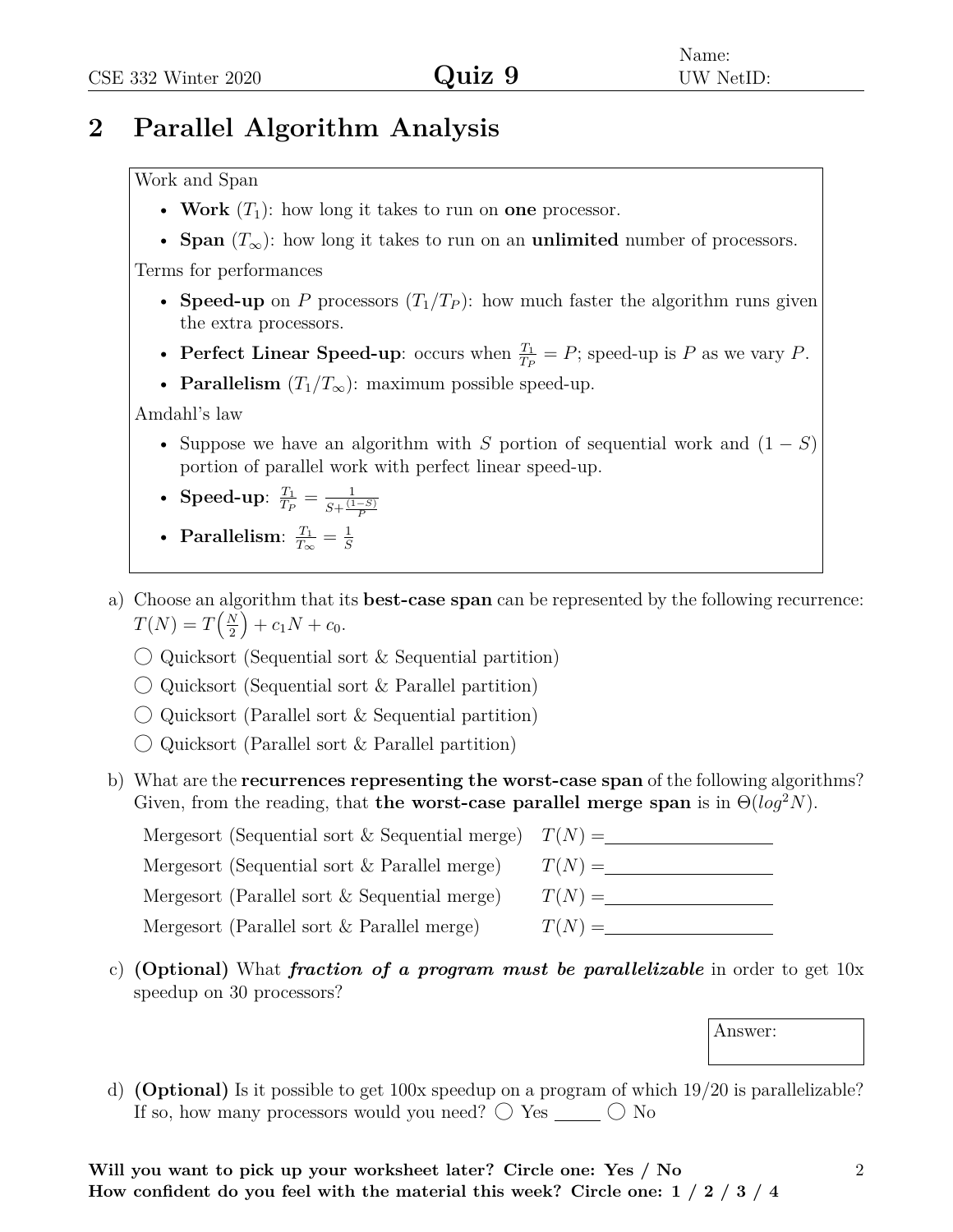## 2 Parallel Algorithm Analysis

Work and Span

- **Work** ($T_1$): how long it takes to run on **one** processor.
- **Span** ($T_\infty$): how long it takes to run on an **unlimited** number of processors.

Terms for performances

- **Speed-up** on $P$ processors ($T_1/T_P$): how much faster the algorithm runs given the extra processors.
- **Perfect Linear Speed-up**: occurs when $\frac{T_1}{T_P} = P$; speed-up is $P$ as we vary $P$.
- **Parallelism** ($T_1/T_\infty$): maximum possible speed-up.

Amdahl's law

- Suppose we have an algorithm with $S$ portion of sequential work and $(1 - S)$ portion of parallel work with perfect linear speed-up.
- **Speed-up**: $\frac{T_1}{T_P} = \frac{1}{S + \frac{(1-S)}{P}}$
- **Parallelism**: $\frac{T_1}{T_\infty} = \frac{1}{S}$

a) Choose an algorithm that its **best-case span** can be represented by the following recurrence: $T(N) = T\left(\frac{N}{2}\right) + c_1 N + c_0$.

◯ Quicksort (Sequential sort & Sequential partition)

◯ Quicksort (Sequential sort & Parallel partition)

◯ Quicksort (Parallel sort & Sequential partition)

◯ Quicksort (Parallel sort & Parallel partition)

b) What are the **recurrences representing the worst-case span** of the following algorithms? Given, from the reading, that **the worst-case parallel merge span** is in $\Theta(log^2 N)$.

Mergesort (Sequential sort & Sequential merge) $T(N) =$ ________________

Mergesort (Sequential sort & Parallel merge) $T(N) =$ ________________

Mergesort (Parallel sort & Sequential merge) $T(N) =$ ________________

Mergesort (Parallel sort & Parallel merge) $T(N) =$ ________________

c) **(Optional)** What ***fraction of a program must be parallelizable*** in order to get 10x speedup on 30 processors?

Answer:

d) **(Optional)** Is it possible to get 100x speedup on a program of which 19/20 is parallelizable? If so, how many processors would you need? ◯ Yes _____ ◯ No

**Will you want to pick up your worksheet later? Circle one: Yes / No**

**How confident do you feel with the material this week? Circle one: 1 / 2 / 3 / 4**